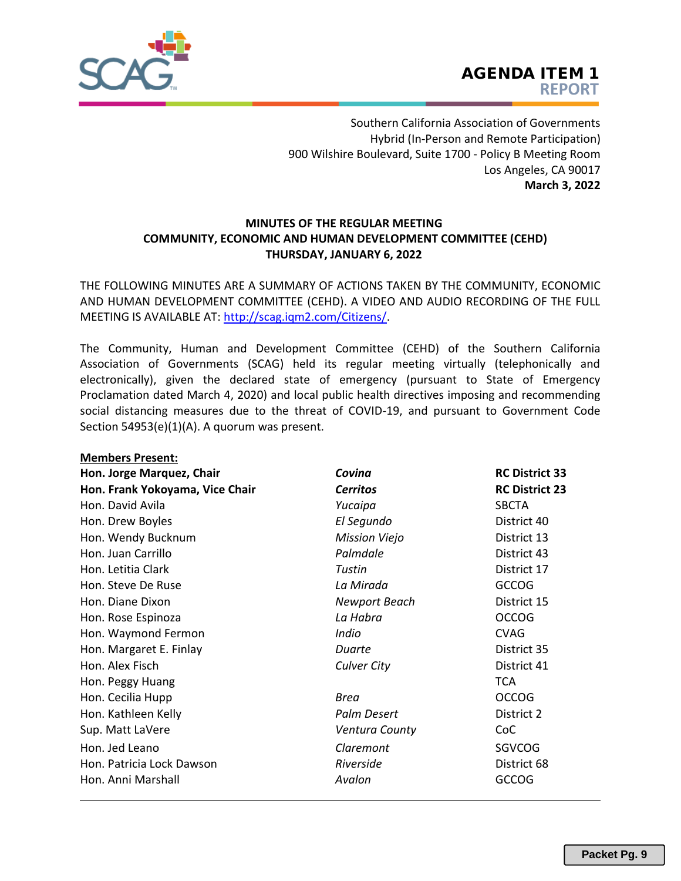# AGENDA ITEM 1
## REPORT

Southern California Association of Governments
Hybrid (In-Person and Remote Participation)
900 Wilshire Boulevard, Suite 1700 - Policy B Meeting Room
Los Angeles, CA 90017
**March 3, 2022**

**MINUTES OF THE REGULAR MEETING**
**COMMUNITY, ECONOMIC AND HUMAN DEVELOPMENT COMMITTEE (CEHD)**
**THURSDAY, JANUARY 6, 2022**

THE FOLLOWING MINUTES ARE A SUMMARY OF ACTIONS TAKEN BY THE COMMUNITY, ECONOMIC AND HUMAN DEVELOPMENT COMMITTEE (CEHD). A VIDEO AND AUDIO RECORDING OF THE FULL MEETING IS AVAILABLE AT: http://scag.iqm2.com/Citizens/.

The Community, Human and Development Committee (CEHD) of the Southern California Association of Governments (SCAG) held its regular meeting virtually (telephonically and electronically), given the declared state of emergency (pursuant to State of Emergency Proclamation dated March 4, 2020) and local public health directives imposing and recommending social distancing measures due to the threat of COVID-19, and pursuant to Government Code Section 54953(e)(1)(A). A quorum was present.

**Members Present:**

| | | |
|---|---|---|
| **Hon. Jorge Marquez, Chair** | ***Covina*** | **RC District 33** |
| **Hon. Frank Yokoyama, Vice Chair** | ***Cerritos*** | **RC District 23** |
| Hon. David Avila | *Yucaipa* | SBCTA |
| Hon. Drew Boyles | *El Segundo* | District 40 |
| Hon. Wendy Bucknum | *Mission Viejo* | District 13 |
| Hon. Juan Carrillo | *Palmdale* | District 43 |
| Hon. Letitia Clark | *Tustin* | District 17 |
| Hon. Steve De Ruse | *La Mirada* | GCCOG |
| Hon. Diane Dixon | *Newport Beach* | District 15 |
| Hon. Rose Espinoza | *La Habra* | OCCOG |
| Hon. Waymond Fermon | *Indio* | CVAG |
| Hon. Margaret E. Finlay | *Duarte* | District 35 |
| Hon. Alex Fisch | *Culver City* | District 41 |
| Hon. Peggy Huang | | TCA |
| Hon. Cecilia Hupp | *Brea* | OCCOG |
| Hon. Kathleen Kelly | *Palm Desert* | District 2 |
| Sup. Matt LaVere | *Ventura County* | CoC |
| Hon. Jed Leano | *Claremont* | SGVCOG |
| Hon. Patricia Lock Dawson | *Riverside* | District 68 |
| Hon. Anni Marshall | *Avalon* | GCCOG |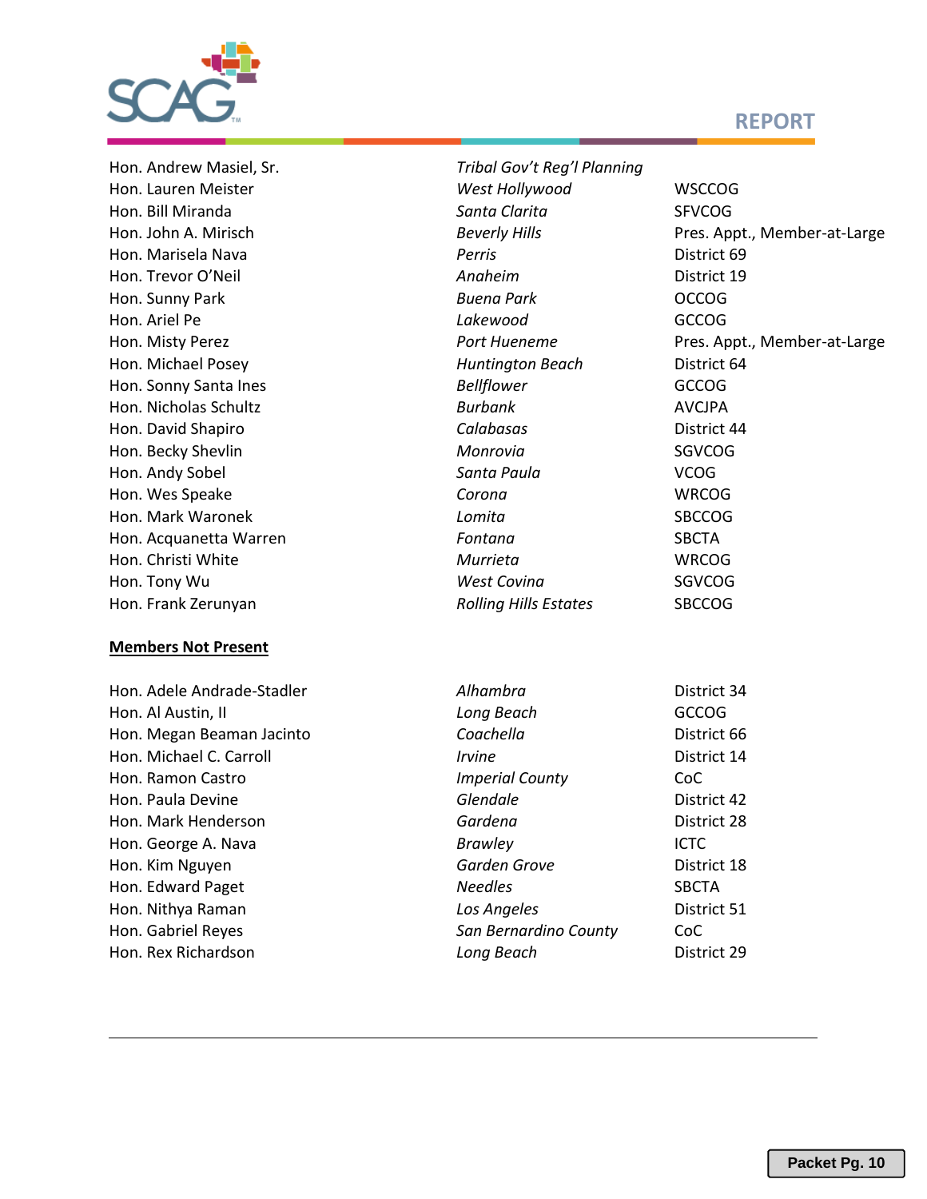| | | |
|---|---|---|
| Hon. Andrew Masiel, Sr. | *Tribal Gov't Reg'l Planning* | |
| Hon. Lauren Meister | *West Hollywood* | WSCCOG |
| Hon. Bill Miranda | *Santa Clarita* | SFVCOG |
| Hon. John A. Mirisch | *Beverly Hills* | Pres. Appt., Member-at-Large |
| Hon. Marisela Nava | *Perris* | District 69 |
| Hon. Trevor O'Neil | *Anaheim* | District 19 |
| Hon. Sunny Park | *Buena Park* | OCCOG |
| Hon. Ariel Pe | *Lakewood* | GCCOG |
| Hon. Misty Perez | *Port Hueneme* | Pres. Appt., Member-at-Large |
| Hon. Michael Posey | *Huntington Beach* | District 64 |
| Hon. Sonny Santa Ines | *Bellflower* | GCCOG |
| Hon. Nicholas Schultz | *Burbank* | AVCJPA |
| Hon. David Shapiro | *Calabasas* | District 44 |
| Hon. Becky Shevlin | *Monrovia* | SGVCOG |
| Hon. Andy Sobel | *Santa Paula* | VCOG |
| Hon. Wes Speake | *Corona* | WRCOG |
| Hon. Mark Waronek | *Lomita* | SBCCOG |
| Hon. Acquanetta Warren | *Fontana* | SBCTA |
| Hon. Christi White | *Murrieta* | WRCOG |
| Hon. Tony Wu | *West Covina* | SGVCOG |
| Hon. Frank Zerunyan | *Rolling Hills Estates* | SBCCOG |

**Members Not Present**

| | | |
|---|---|---|
| Hon. Adele Andrade-Stadler | *Alhambra* | District 34 |
| Hon. Al Austin, II | *Long Beach* | GCCOG |
| Hon. Megan Beaman Jacinto | *Coachella* | District 66 |
| Hon. Michael C. Carroll | *Irvine* | District 14 |
| Hon. Ramon Castro | *Imperial County* | CoC |
| Hon. Paula Devine | *Glendale* | District 42 |
| Hon. Mark Henderson | *Gardena* | District 28 |
| Hon. George A. Nava | *Brawley* | ICTC |
| Hon. Kim Nguyen | *Garden Grove* | District 18 |
| Hon. Edward Paget | *Needles* | SBCTA |
| Hon. Nithya Raman | *Los Angeles* | District 51 |
| Hon. Gabriel Reyes | *San Bernardino County* | CoC |
| Hon. Rex Richardson | *Long Beach* | District 29 |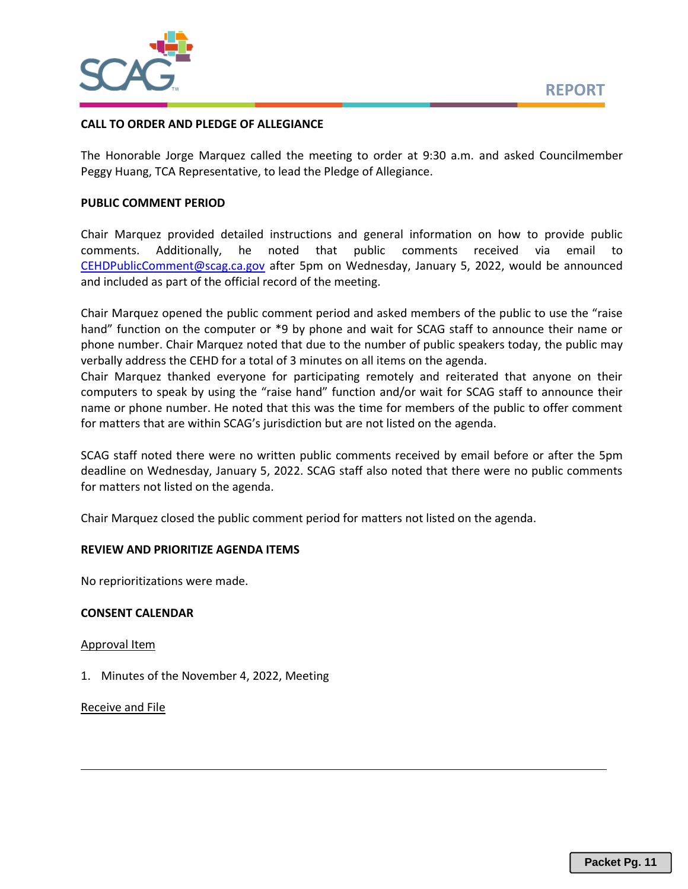**CALL TO ORDER AND PLEDGE OF ALLEGIANCE**

The Honorable Jorge Marquez called the meeting to order at 9:30 a.m. and asked Councilmember Peggy Huang, TCA Representative, to lead the Pledge of Allegiance.

**PUBLIC COMMENT PERIOD**

Chair Marquez provided detailed instructions and general information on how to provide public comments. Additionally, he noted that public comments received via email to CEHDPublicComment@scag.ca.gov after 5pm on Wednesday, January 5, 2022, would be announced and included as part of the official record of the meeting.

Chair Marquez opened the public comment period and asked members of the public to use the "raise hand" function on the computer or *9 by phone and wait for SCAG staff to announce their name or phone number. Chair Marquez noted that due to the number of public speakers today, the public may verbally address the CEHD for a total of 3 minutes on all items on the agenda.
Chair Marquez thanked everyone for participating remotely and reiterated that anyone on their computers to speak by using the "raise hand" function and/or wait for SCAG staff to announce their name or phone number. He noted that this was the time for members of the public to offer comment for matters that are within SCAG's jurisdiction but are not listed on the agenda.

SCAG staff noted there were no written public comments received by email before or after the 5pm deadline on Wednesday, January 5, 2022. SCAG staff also noted that there were no public comments for matters not listed on the agenda.

Chair Marquez closed the public comment period for matters not listed on the agenda.

**REVIEW AND PRIORITIZE AGENDA ITEMS**

No reprioritizations were made.

**CONSENT CALENDAR**

Approval Item

1. Minutes of the November 4, 2022, Meeting

Receive and File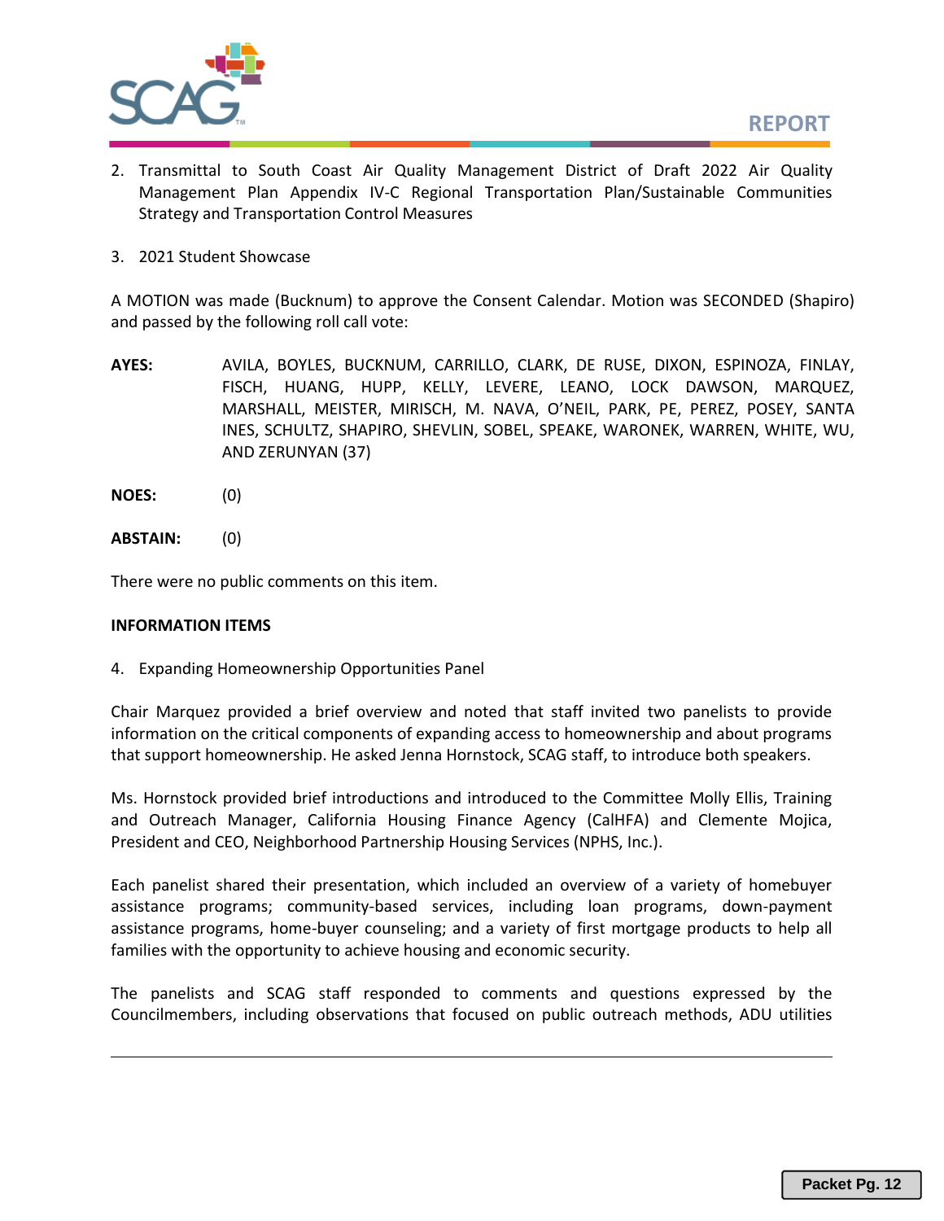2. Transmittal to South Coast Air Quality Management District of Draft 2022 Air Quality Management Plan Appendix IV-C Regional Transportation Plan/Sustainable Communities Strategy and Transportation Control Measures

3. 2021 Student Showcase

A MOTION was made (Bucknum) to approve the Consent Calendar. Motion was SECONDED (Shapiro) and passed by the following roll call vote:

**AYES:** AVILA, BOYLES, BUCKNUM, CARRILLO, CLARK, DE RUSE, DIXON, ESPINOZA, FINLAY, FISCH, HUANG, HUPP, KELLY, LEVERE, LEANO, LOCK DAWSON, MARQUEZ, MARSHALL, MEISTER, MIRISCH, M. NAVA, O'NEIL, PARK, PE, PEREZ, POSEY, SANTA INES, SCHULTZ, SHAPIRO, SHEVLIN, SOBEL, SPEAKE, WARONEK, WARREN, WHITE, WU, AND ZERUNYAN (37)

**NOES:** (0)

**ABSTAIN:** (0)

There were no public comments on this item.

**INFORMATION ITEMS**

4. Expanding Homeownership Opportunities Panel

Chair Marquez provided a brief overview and noted that staff invited two panelists to provide information on the critical components of expanding access to homeownership and about programs that support homeownership. He asked Jenna Hornstock, SCAG staff, to introduce both speakers.

Ms. Hornstock provided brief introductions and introduced to the Committee Molly Ellis, Training and Outreach Manager, California Housing Finance Agency (CalHFA) and Clemente Mojica, President and CEO, Neighborhood Partnership Housing Services (NPHS, Inc.).

Each panelist shared their presentation, which included an overview of a variety of homebuyer assistance programs; community-based services, including loan programs, down-payment assistance programs, home-buyer counseling; and a variety of first mortgage products to help all families with the opportunity to achieve housing and economic security.

The panelists and SCAG staff responded to comments and questions expressed by the Councilmembers, including observations that focused on public outreach methods, ADU utilities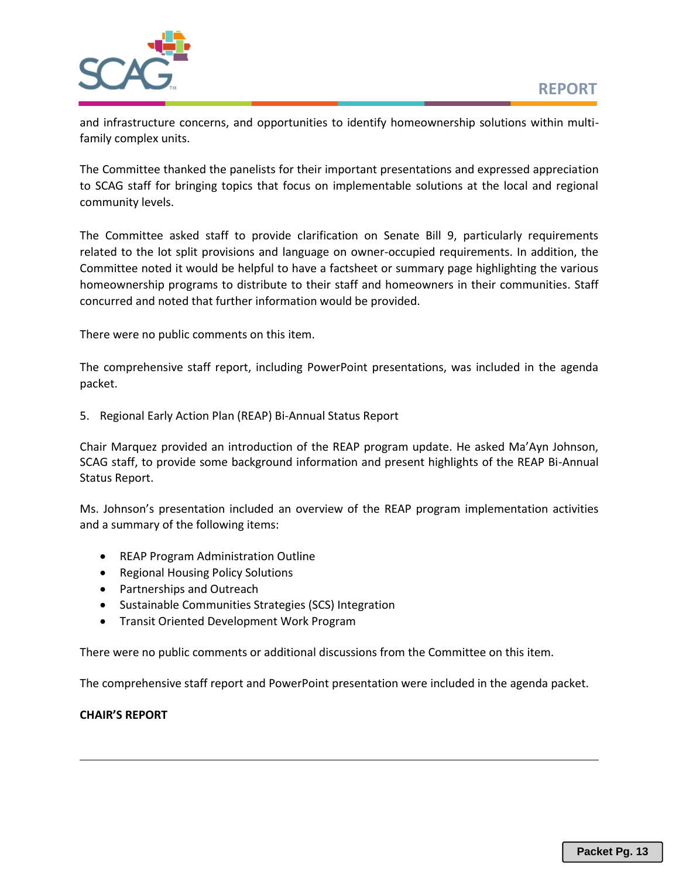and infrastructure concerns, and opportunities to identify homeownership solutions within multi-family complex units.

The Committee thanked the panelists for their important presentations and expressed appreciation to SCAG staff for bringing topics that focus on implementable solutions at the local and regional community levels.

The Committee asked staff to provide clarification on Senate Bill 9, particularly requirements related to the lot split provisions and language on owner-occupied requirements. In addition, the Committee noted it would be helpful to have a factsheet or summary page highlighting the various homeownership programs to distribute to their staff and homeowners in their communities. Staff concurred and noted that further information would be provided.

There were no public comments on this item.

The comprehensive staff report, including PowerPoint presentations, was included in the agenda packet.

5. Regional Early Action Plan (REAP) Bi-Annual Status Report

Chair Marquez provided an introduction of the REAP program update. He asked Ma'Ayn Johnson, SCAG staff, to provide some background information and present highlights of the REAP Bi-Annual Status Report.

Ms. Johnson's presentation included an overview of the REAP program implementation activities and a summary of the following items:

- REAP Program Administration Outline
- Regional Housing Policy Solutions
- Partnerships and Outreach
- Sustainable Communities Strategies (SCS) Integration
- Transit Oriented Development Work Program

There were no public comments or additional discussions from the Committee on this item.

The comprehensive staff report and PowerPoint presentation were included in the agenda packet.

**CHAIR'S REPORT**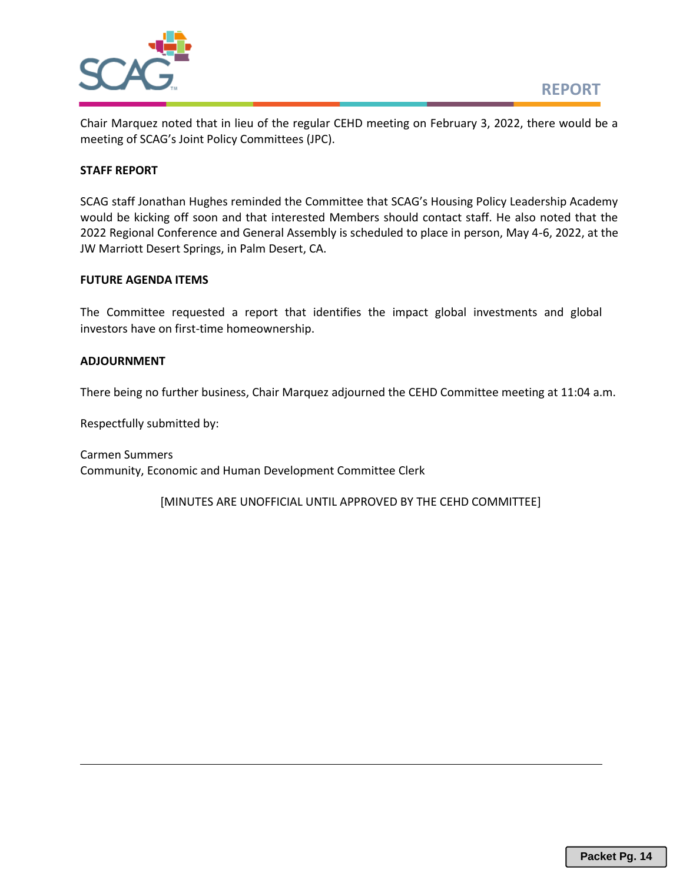Chair Marquez noted that in lieu of the regular CEHD meeting on February 3, 2022, there would be a meeting of SCAG's Joint Policy Committees (JPC).

**STAFF REPORT**

SCAG staff Jonathan Hughes reminded the Committee that SCAG's Housing Policy Leadership Academy would be kicking off soon and that interested Members should contact staff. He also noted that the 2022 Regional Conference and General Assembly is scheduled to place in person, May 4-6, 2022, at the JW Marriott Desert Springs, in Palm Desert, CA.

**FUTURE AGENDA ITEMS**

The Committee requested a report that identifies the impact global investments and global investors have on first-time homeownership.

**ADJOURNMENT**

There being no further business, Chair Marquez adjourned the CEHD Committee meeting at 11:04 a.m.

Respectfully submitted by:

Carmen Summers
Community, Economic and Human Development Committee Clerk

[MINUTES ARE UNOFFICIAL UNTIL APPROVED BY THE CEHD COMMITTEE]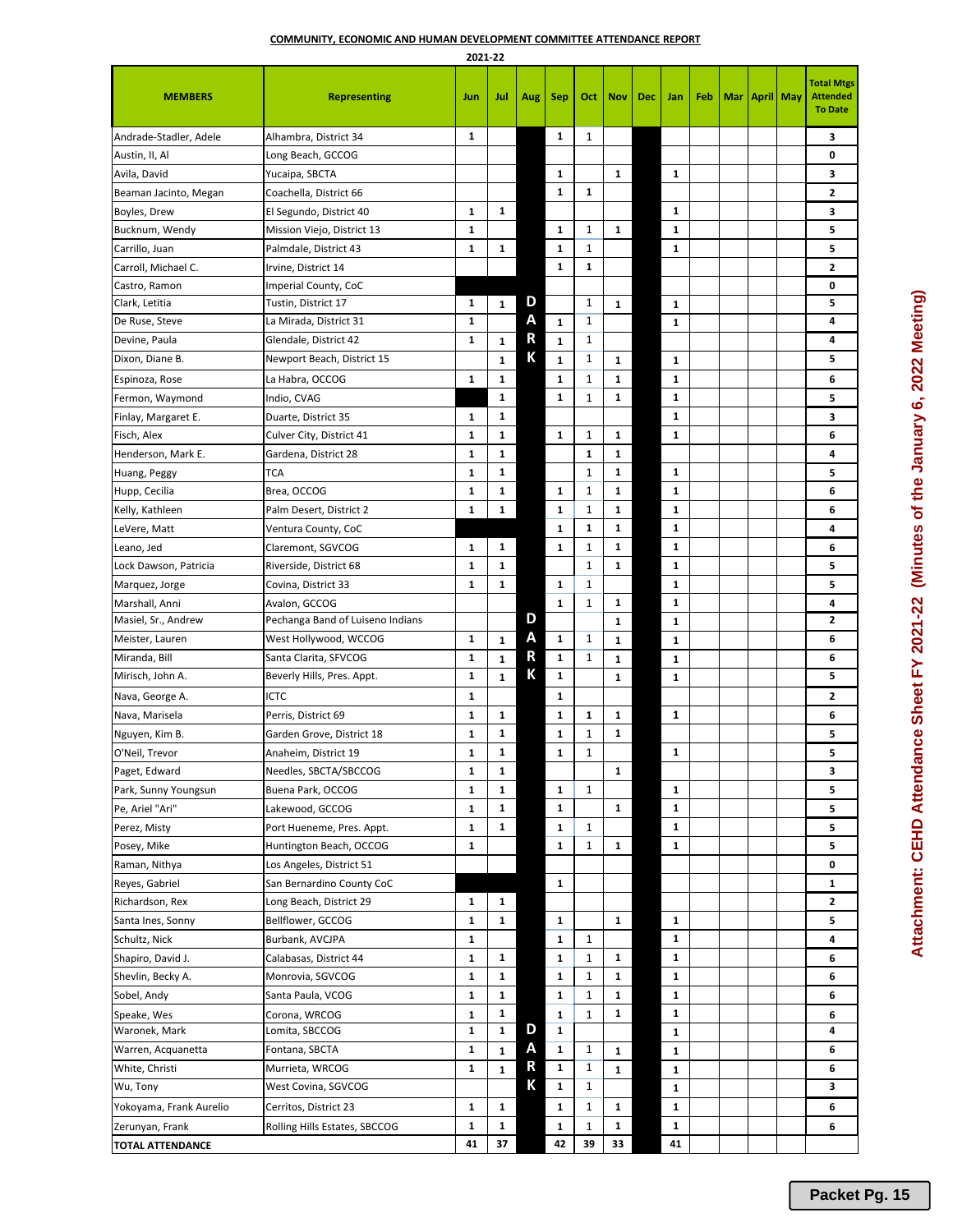**COMMUNITY, ECONOMIC AND HUMAN DEVELOPMENT COMMITTEE ATTENDANCE REPORT**

**2021-22**

| MEMBERS | Representing | Jun | Jul | Aug | Sep | Oct | Nov | Dec | Jan | Feb | Mar | April | May | Total Mtgs Attended To Date |
|---|---|---|---|---|---|---|---|---|---|---|---|---|---|---|
| Andrade-Stadler, Adele | Alhambra, District 34 | 1 | | | 1 | 1 | | | | | | | | 3 |
| Austin, II, Al | Long Beach, GCCOG | | | | | | | | | | | | | 0 |
| Avila, David | Yucaipa, SBCTA | | | | 1 | | 1 | | 1 | | | | | 3 |
| Beaman Jacinto, Megan | Coachella, District 66 | | | | 1 | 1 | | | | | | | | 2 |
| Boyles, Drew | El Segundo, District 40 | 1 | 1 | | | | | | 1 | | | | | 3 |
| Bucknum, Wendy | Mission Viejo, District 13 | 1 | | | 1 | 1 | 1 | | 1 | | | | | 5 |
| Carrillo, Juan | Palmdale, District 43 | 1 | 1 | | 1 | 1 | | | 1 | | | | | 5 |
| Carroll, Michael C. | Irvine, District 14 | | | | 1 | 1 | | | | | | | | 2 |
| Castro, Ramon | Imperial County, CoC | | | | | | | | | | | | | 0 |
| Clark, Letitia | Tustin, District 17 | 1 | 1 | D | | 1 | 1 | | 1 | | | | | 5 |
| De Ruse, Steve | La Mirada, District 31 | 1 | | A | 1 | 1 | | | 1 | | | | | 4 |
| Devine, Paula | Glendale, District 42 | 1 | 1 | R | 1 | 1 | | | | | | | | 4 |
| Dixon, Diane B. | Newport Beach, District 15 | | 1 | K | 1 | 1 | 1 | | 1 | | | | | 5 |
| Espinoza, Rose | La Habra, OCCOG | 1 | 1 | | 1 | 1 | 1 | | 1 | | | | | 6 |
| Fermon, Waymond | Indio, CVAG | | 1 | | 1 | 1 | 1 | | 1 | | | | | 5 |
| Finlay, Margaret E. | Duarte, District 35 | 1 | 1 | | | | | | 1 | | | | | 3 |
| Fisch, Alex | Culver City, District 41 | 1 | 1 | | 1 | 1 | 1 | | 1 | | | | | 6 |
| Henderson, Mark E. | Gardena, District 28 | 1 | 1 | | | 1 | 1 | | | | | | | 4 |
| Huang, Peggy | TCA | 1 | 1 | | | 1 | 1 | | 1 | | | | | 5 |
| Hupp, Cecilia | Brea, OCCOG | 1 | 1 | | 1 | 1 | 1 | | 1 | | | | | 6 |
| Kelly, Kathleen | Palm Desert, District 2 | 1 | 1 | | 1 | 1 | 1 | | 1 | | | | | 6 |
| LeVere, Matt | Ventura County, CoC | | | | 1 | 1 | 1 | | 1 | | | | | 4 |
| Leano, Jed | Claremont, SGVCOG | 1 | 1 | | 1 | 1 | 1 | | 1 | | | | | 6 |
| Lock Dawson, Patricia | Riverside, District 68 | 1 | 1 | | | 1 | 1 | | 1 | | | | | 5 |
| Marquez, Jorge | Covina, District 33 | 1 | 1 | | 1 | 1 | | | 1 | | | | | 5 |
| Marshall, Anni | Avalon, GCCOG | | | | 1 | 1 | 1 | | 1 | | | | | 4 |
| Masiel, Sr., Andrew | Pechanga Band of Luiseno Indians | | | D | | | 1 | | 1 | | | | | 2 |
| Meister, Lauren | West Hollywood, WCCOG | 1 | 1 | A | 1 | 1 | 1 | | 1 | | | | | 6 |
| Miranda, Bill | Santa Clarita, SFVCOG | 1 | 1 | R | 1 | 1 | 1 | | 1 | | | | | 6 |
| Mirisch, John A. | Beverly Hills, Pres. Appt. | 1 | 1 | K | 1 | | 1 | | 1 | | | | | 5 |
| Nava, George A. | ICTC | 1 | | | 1 | | | | | | | | | 2 |
| Nava, Marisela | Perris, District 69 | 1 | 1 | | 1 | 1 | 1 | | 1 | | | | | 6 |
| Nguyen, Kim B. | Garden Grove, District 18 | 1 | 1 | | 1 | 1 | 1 | | | | | | | 5 |
| O'Neil, Trevor | Anaheim, District 19 | 1 | 1 | | 1 | 1 | | | 1 | | | | | 5 |
| Paget, Edward | Needles, SBCTA/SBCCOG | 1 | 1 | | | | 1 | | | | | | | 3 |
| Park, Sunny Youngsun | Buena Park, OCCOG | 1 | 1 | | 1 | 1 | | | 1 | | | | | 5 |
| Pe, Ariel "Ari" | Lakewood, GCCOG | 1 | 1 | | 1 | | 1 | | 1 | | | | | 5 |
| Perez, Misty | Port Hueneme, Pres. Appt. | 1 | 1 | | 1 | 1 | | | 1 | | | | | 5 |
| Posey, Mike | Huntington Beach, OCCOG | 1 | | | 1 | 1 | 1 | | 1 | | | | | 5 |
| Raman, Nithya | Los Angeles, District 51 | | | | | | | | | | | | | 0 |
| Reyes, Gabriel | San Bernardino County CoC | | | | 1 | | | | | | | | | 1 |
| Richardson, Rex | Long Beach, District 29 | 1 | 1 | | | | | | | | | | | 2 |
| Santa Ines, Sonny | Bellflower, GCCOG | 1 | 1 | | 1 | | 1 | | 1 | | | | | 5 |
| Schultz, Nick | Burbank, AVCJPA | 1 | | | 1 | 1 | | | 1 | | | | | 4 |
| Shapiro, David J. | Calabasas, District 44 | 1 | 1 | | 1 | 1 | 1 | | 1 | | | | | 6 |
| Shevlin, Becky A. | Monrovia, SGVCOG | 1 | 1 | | 1 | 1 | 1 | | 1 | | | | | 6 |
| Sobel, Andy | Santa Paula, VCOG | 1 | 1 | | 1 | 1 | 1 | | 1 | | | | | 6 |
| Speake, Wes | Corona, WRCOG | 1 | 1 | | 1 | 1 | 1 | | 1 | | | | | 6 |
| Waronek, Mark | Lomita, SBCCOG | 1 | 1 | D | 1 | | | | 1 | | | | | 4 |
| Warren, Acquanetta | Fontana, SBCTA | 1 | 1 | A | 1 | 1 | 1 | | 1 | | | | | 6 |
| White, Christi | Murrieta, WRCOG | 1 | 1 | R | 1 | 1 | 1 | | 1 | | | | | 6 |
| Wu, Tony | West Covina, SGVCOG | | | K | 1 | 1 | | | 1 | | | | | 3 |
| Yokoyama, Frank Aurelio | Cerritos, District 23 | 1 | 1 | | 1 | 1 | 1 | | 1 | | | | | 6 |
| Zerunyan, Frank | Rolling Hills Estates, SBCCOG | 1 | 1 | | 1 | 1 | 1 | | 1 | | | | | 6 |
| **TOTAL ATTENDANCE** | | 41 | 37 | | 42 | 39 | 33 | | 41 | | | | | |

Attachment: CEHD Attendance Sheet FY 2021-22 (Minutes of the January 6, 2022 Meeting)